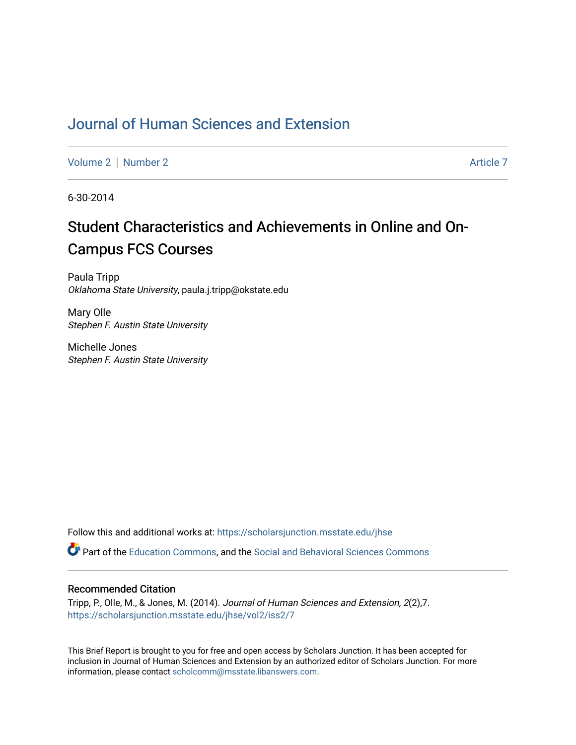# Journal of Human Sciences and Extension

Volume 2 | Number 2 Article 7

6-30-2014

## Student Characteristics and Achievements in Online and On-Campus FCS Courses

Paula Tripp
*Oklahoma State University*, paula.j.tripp@okstate.edu

Mary Olle
*Stephen F. Austin State University*

Michelle Jones
*Stephen F. Austin State University*

Follow this and additional works at: https://scholarsjunction.msstate.edu/jhse

Part of the Education Commons, and the Social and Behavioral Sciences Commons

### Recommended Citation

Tripp, P., Olle, M., & Jones, M. (2014). *Journal of Human Sciences and Extension, 2*(2),7. https://scholarsjunction.msstate.edu/jhse/vol2/iss2/7

This Brief Report is brought to you for free and open access by Scholars Junction. It has been accepted for inclusion in Journal of Human Sciences and Extension by an authorized editor of Scholars Junction. For more information, please contact scholcomm@msstate.libanswers.com.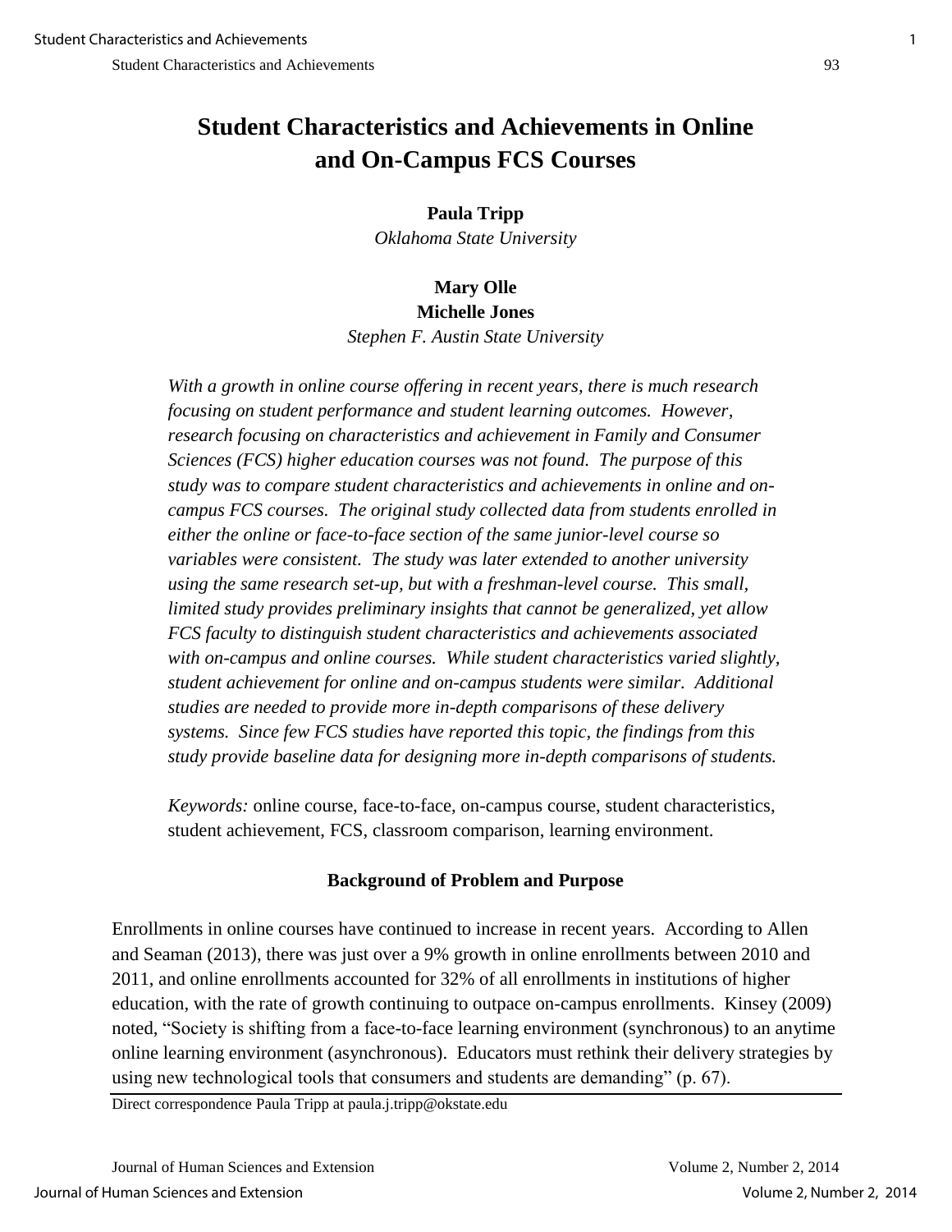# Student Characteristics and Achievements in Online and On-Campus FCS Courses

**Paula Tripp**
*Oklahoma State University*

**Mary Olle**
**Michelle Jones**
*Stephen F. Austin State University*

*With a growth in online course offering in recent years, there is much research focusing on student performance and student learning outcomes. However, research focusing on characteristics and achievement in Family and Consumer Sciences (FCS) higher education courses was not found. The purpose of this study was to compare student characteristics and achievements in online and on-campus FCS courses. The original study collected data from students enrolled in either the online or face-to-face section of the same junior-level course so variables were consistent. The study was later extended to another university using the same research set-up, but with a freshman-level course. This small, limited study provides preliminary insights that cannot be generalized, yet allow FCS faculty to distinguish student characteristics and achievements associated with on-campus and online courses. While student characteristics varied slightly, student achievement for online and on-campus students were similar. Additional studies are needed to provide more in-depth comparisons of these delivery systems. Since few FCS studies have reported this topic, the findings from this study provide baseline data for designing more in-depth comparisons of students.*

*Keywords:* online course, face-to-face, on-campus course, student characteristics, student achievement, FCS, classroom comparison, learning environment.

## Background of Problem and Purpose

Enrollments in online courses have continued to increase in recent years. According to Allen and Seaman (2013), there was just over a 9% growth in online enrollments between 2010 and 2011, and online enrollments accounted for 32% of all enrollments in institutions of higher education, with the rate of growth continuing to outpace on-campus enrollments. Kinsey (2009) noted, "Society is shifting from a face-to-face learning environment (synchronous) to an anytime online learning environment (asynchronous). Educators must rethink their delivery strategies by using new technological tools that consumers and students are demanding" (p. 67).

Direct correspondence Paula Tripp at paula.j.tripp@okstate.edu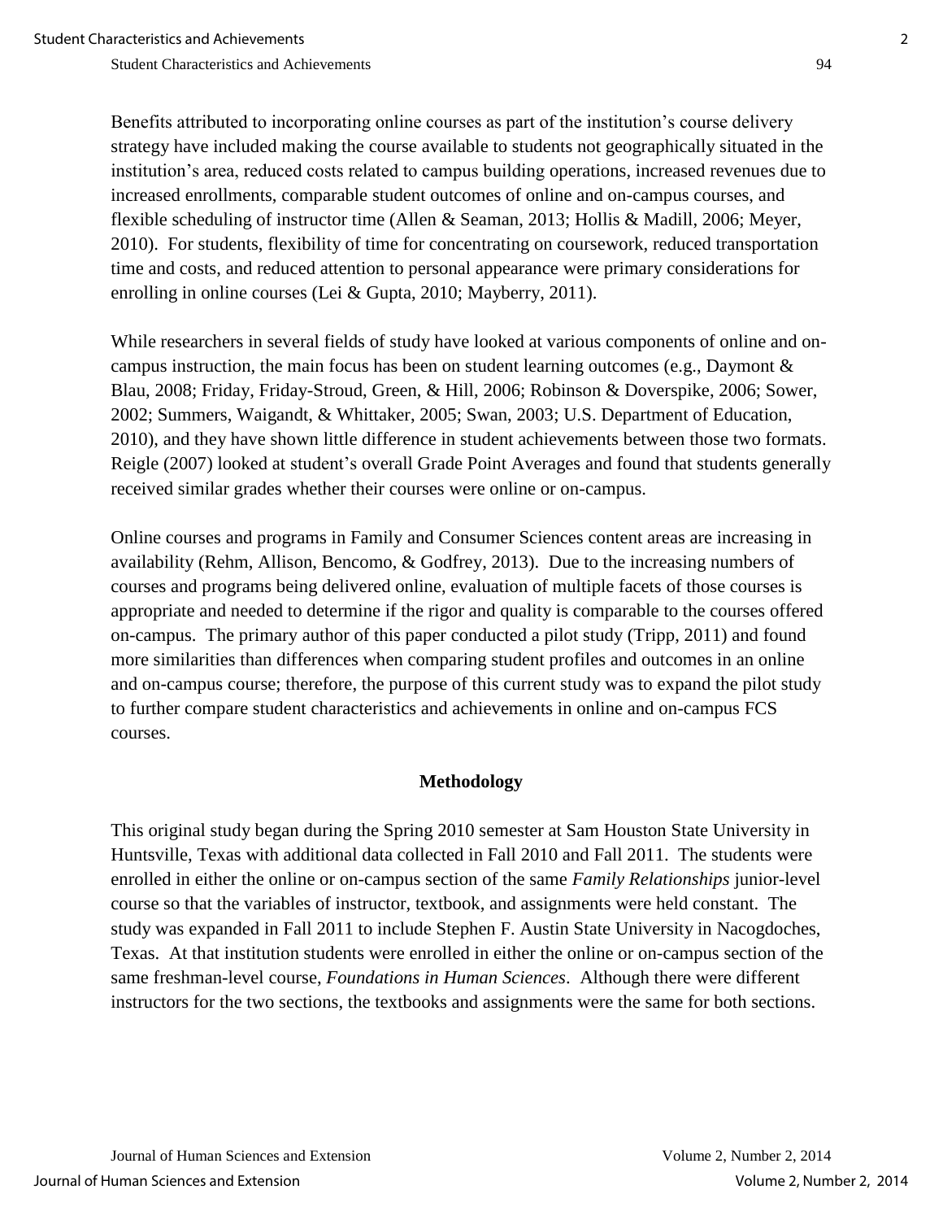Benefits attributed to incorporating online courses as part of the institution's course delivery strategy have included making the course available to students not geographically situated in the institution's area, reduced costs related to campus building operations, increased revenues due to increased enrollments, comparable student outcomes of online and on-campus courses, and flexible scheduling of instructor time (Allen & Seaman, 2013; Hollis & Madill, 2006; Meyer, 2010). For students, flexibility of time for concentrating on coursework, reduced transportation time and costs, and reduced attention to personal appearance were primary considerations for enrolling in online courses (Lei & Gupta, 2010; Mayberry, 2011).

While researchers in several fields of study have looked at various components of online and on-campus instruction, the main focus has been on student learning outcomes (e.g., Daymont & Blau, 2008; Friday, Friday-Stroud, Green, & Hill, 2006; Robinson & Doverspike, 2006; Sower, 2002; Summers, Waigandt, & Whittaker, 2005; Swan, 2003; U.S. Department of Education, 2010), and they have shown little difference in student achievements between those two formats. Reigle (2007) looked at student's overall Grade Point Averages and found that students generally received similar grades whether their courses were online or on-campus.

Online courses and programs in Family and Consumer Sciences content areas are increasing in availability (Rehm, Allison, Bencomo, & Godfrey, 2013). Due to the increasing numbers of courses and programs being delivered online, evaluation of multiple facets of those courses is appropriate and needed to determine if the rigor and quality is comparable to the courses offered on-campus. The primary author of this paper conducted a pilot study (Tripp, 2011) and found more similarities than differences when comparing student profiles and outcomes in an online and on-campus course; therefore, the purpose of this current study was to expand the pilot study to further compare student characteristics and achievements in online and on-campus FCS courses.

## Methodology

This original study began during the Spring 2010 semester at Sam Houston State University in Huntsville, Texas with additional data collected in Fall 2010 and Fall 2011. The students were enrolled in either the online or on-campus section of the same *Family Relationships* junior-level course so that the variables of instructor, textbook, and assignments were held constant. The study was expanded in Fall 2011 to include Stephen F. Austin State University in Nacogdoches, Texas. At that institution students were enrolled in either the online or on-campus section of the same freshman-level course, *Foundations in Human Sciences*. Although there were different instructors for the two sections, the textbooks and assignments were the same for both sections.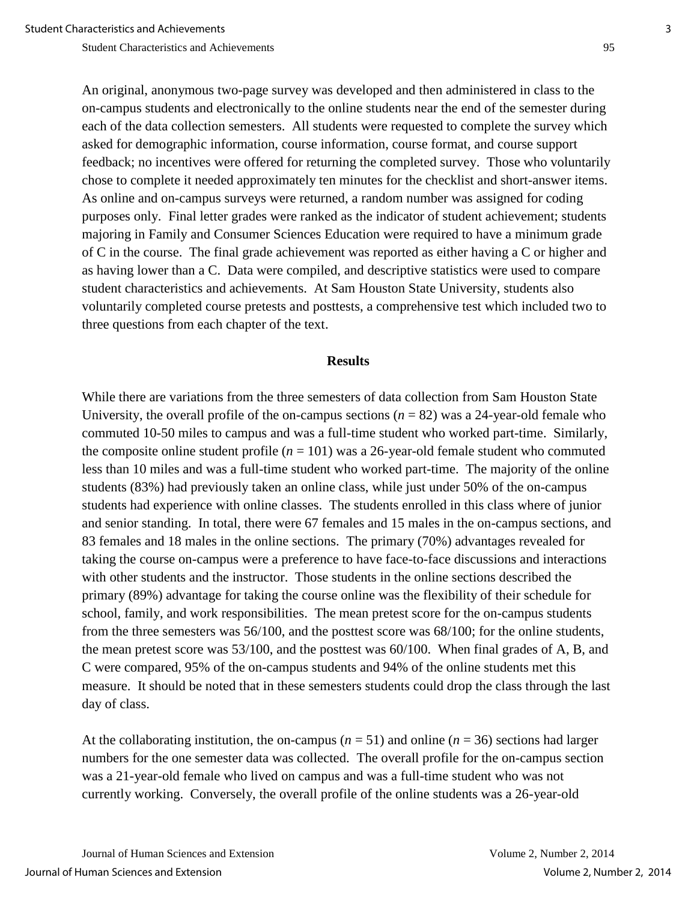An original, anonymous two-page survey was developed and then administered in class to the on-campus students and electronically to the online students near the end of the semester during each of the data collection semesters. All students were requested to complete the survey which asked for demographic information, course information, course format, and course support feedback; no incentives were offered for returning the completed survey. Those who voluntarily chose to complete it needed approximately ten minutes for the checklist and short-answer items. As online and on-campus surveys were returned, a random number was assigned for coding purposes only. Final letter grades were ranked as the indicator of student achievement; students majoring in Family and Consumer Sciences Education were required to have a minimum grade of C in the course. The final grade achievement was reported as either having a C or higher and as having lower than a C. Data were compiled, and descriptive statistics were used to compare student characteristics and achievements. At Sam Houston State University, students also voluntarily completed course pretests and posttests, a comprehensive test which included two to three questions from each chapter of the text.

## Results

While there are variations from the three semesters of data collection from Sam Houston State University, the overall profile of the on-campus sections ($n$ = 82) was a 24-year-old female who commuted 10-50 miles to campus and was a full-time student who worked part-time. Similarly, the composite online student profile ($n$ = 101) was a 26-year-old female student who commuted less than 10 miles and was a full-time student who worked part-time. The majority of the online students (83%) had previously taken an online class, while just under 50% of the on-campus students had experience with online classes. The students enrolled in this class where of junior and senior standing. In total, there were 67 females and 15 males in the on-campus sections, and 83 females and 18 males in the online sections. The primary (70%) advantages revealed for taking the course on-campus were a preference to have face-to-face discussions and interactions with other students and the instructor. Those students in the online sections described the primary (89%) advantage for taking the course online was the flexibility of their schedule for school, family, and work responsibilities. The mean pretest score for the on-campus students from the three semesters was 56/100, and the posttest score was 68/100; for the online students, the mean pretest score was 53/100, and the posttest was 60/100. When final grades of A, B, and C were compared, 95% of the on-campus students and 94% of the online students met this measure. It should be noted that in these semesters students could drop the class through the last day of class.

At the collaborating institution, the on-campus ($n$ = 51) and online ($n$ = 36) sections had larger numbers for the one semester data was collected. The overall profile for the on-campus section was a 21-year-old female who lived on campus and was a full-time student who was not currently working. Conversely, the overall profile of the online students was a 26-year-old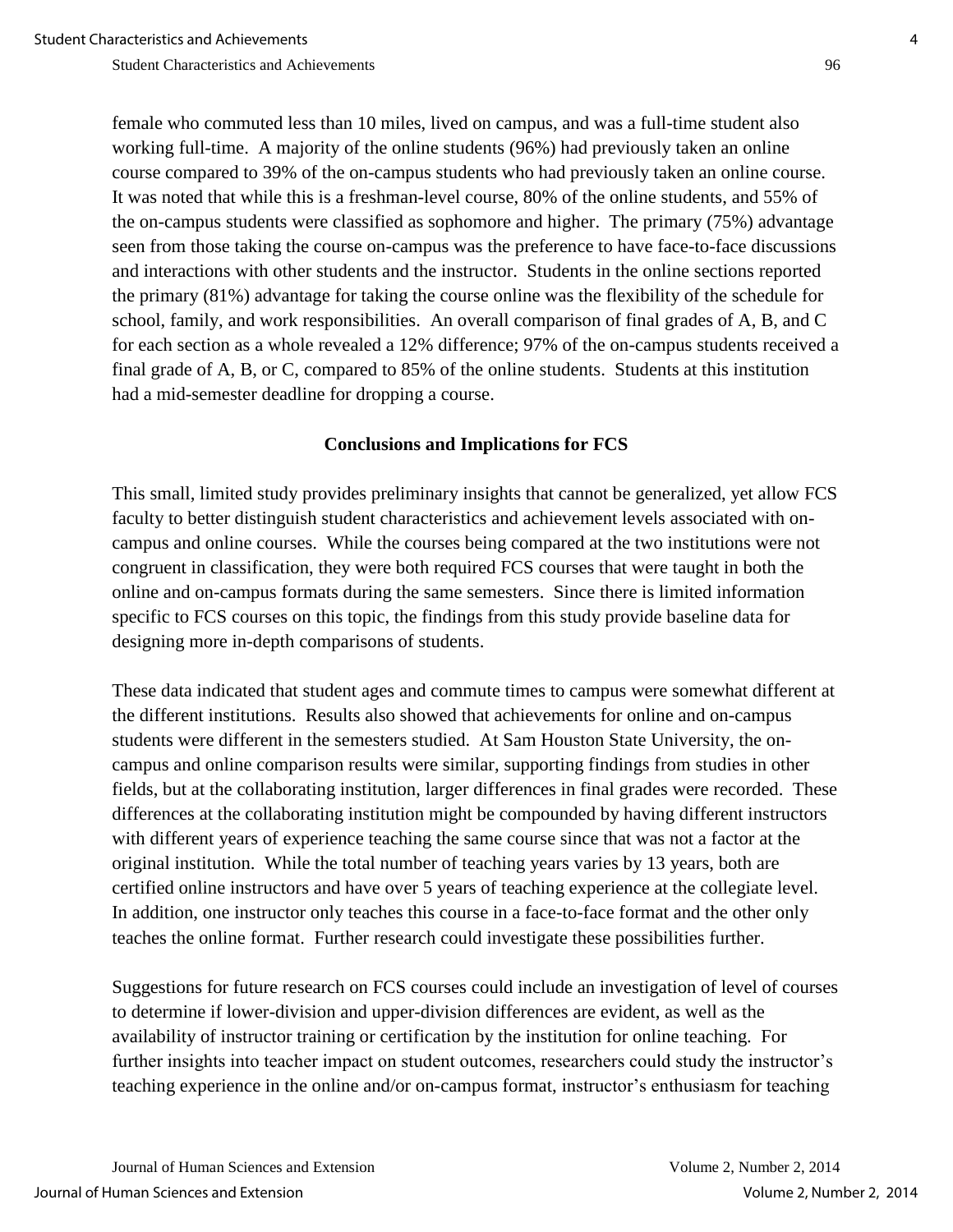female who commuted less than 10 miles, lived on campus, and was a full-time student also working full-time. A majority of the online students (96%) had previously taken an online course compared to 39% of the on-campus students who had previously taken an online course. It was noted that while this is a freshman-level course, 80% of the online students, and 55% of the on-campus students were classified as sophomore and higher. The primary (75%) advantage seen from those taking the course on-campus was the preference to have face-to-face discussions and interactions with other students and the instructor. Students in the online sections reported the primary (81%) advantage for taking the course online was the flexibility of the schedule for school, family, and work responsibilities. An overall comparison of final grades of A, B, and C for each section as a whole revealed a 12% difference; 97% of the on-campus students received a final grade of A, B, or C, compared to 85% of the online students. Students at this institution had a mid-semester deadline for dropping a course.

## Conclusions and Implications for FCS

This small, limited study provides preliminary insights that cannot be generalized, yet allow FCS faculty to better distinguish student characteristics and achievement levels associated with on-campus and online courses. While the courses being compared at the two institutions were not congruent in classification, they were both required FCS courses that were taught in both the online and on-campus formats during the same semesters. Since there is limited information specific to FCS courses on this topic, the findings from this study provide baseline data for designing more in-depth comparisons of students.

These data indicated that student ages and commute times to campus were somewhat different at the different institutions. Results also showed that achievements for online and on-campus students were different in the semesters studied. At Sam Houston State University, the on-campus and online comparison results were similar, supporting findings from studies in other fields, but at the collaborating institution, larger differences in final grades were recorded. These differences at the collaborating institution might be compounded by having different instructors with different years of experience teaching the same course since that was not a factor at the original institution. While the total number of teaching years varies by 13 years, both are certified online instructors and have over 5 years of teaching experience at the collegiate level. In addition, one instructor only teaches this course in a face-to-face format and the other only teaches the online format. Further research could investigate these possibilities further.

Suggestions for future research on FCS courses could include an investigation of level of courses to determine if lower-division and upper-division differences are evident, as well as the availability of instructor training or certification by the institution for online teaching. For further insights into teacher impact on student outcomes, researchers could study the instructor's teaching experience in the online and/or on-campus format, instructor's enthusiasm for teaching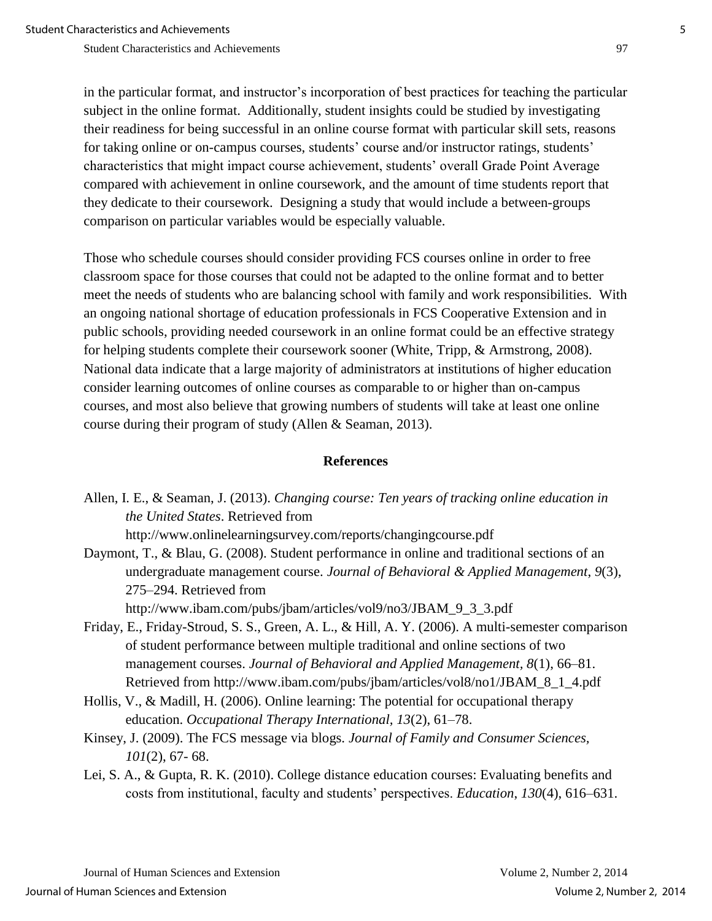in the particular format, and instructor's incorporation of best practices for teaching the particular subject in the online format. Additionally, student insights could be studied by investigating their readiness for being successful in an online course format with particular skill sets, reasons for taking online or on-campus courses, students' course and/or instructor ratings, students' characteristics that might impact course achievement, students' overall Grade Point Average compared with achievement in online coursework, and the amount of time students report that they dedicate to their coursework. Designing a study that would include a between-groups comparison on particular variables would be especially valuable.

Those who schedule courses should consider providing FCS courses online in order to free classroom space for those courses that could not be adapted to the online format and to better meet the needs of students who are balancing school with family and work responsibilities. With an ongoing national shortage of education professionals in FCS Cooperative Extension and in public schools, providing needed coursework in an online format could be an effective strategy for helping students complete their coursework sooner (White, Tripp, & Armstrong, 2008). National data indicate that a large majority of administrators at institutions of higher education consider learning outcomes of online courses as comparable to or higher than on-campus courses, and most also believe that growing numbers of students will take at least one online course during their program of study (Allen & Seaman, 2013).

## References

Allen, I. E., & Seaman, J. (2013). *Changing course: Ten years of tracking online education in the United States*. Retrieved from http://www.onlinelearningsurvey.com/reports/changingcourse.pdf

Daymont, T., & Blau, G. (2008). Student performance in online and traditional sections of an undergraduate management course. *Journal of Behavioral & Applied Management, 9*(3), 275–294. Retrieved from http://www.ibam.com/pubs/jbam/articles/vol9/no3/JBAM_9_3_3.pdf

Friday, E., Friday-Stroud, S. S., Green, A. L., & Hill, A. Y. (2006). A multi-semester comparison of student performance between multiple traditional and online sections of two management courses. *Journal of Behavioral and Applied Management, 8*(1), 66–81. Retrieved from http://www.ibam.com/pubs/jbam/articles/vol8/no1/JBAM_8_1_4.pdf

Hollis, V., & Madill, H. (2006). Online learning: The potential for occupational therapy education. *Occupational Therapy International, 13*(2), 61–78.

Kinsey, J. (2009). The FCS message via blogs. *Journal of Family and Consumer Sciences, 101*(2), 67- 68.

Lei, S. A., & Gupta, R. K. (2010). College distance education courses: Evaluating benefits and costs from institutional, faculty and students' perspectives. *Education, 130*(4), 616–631.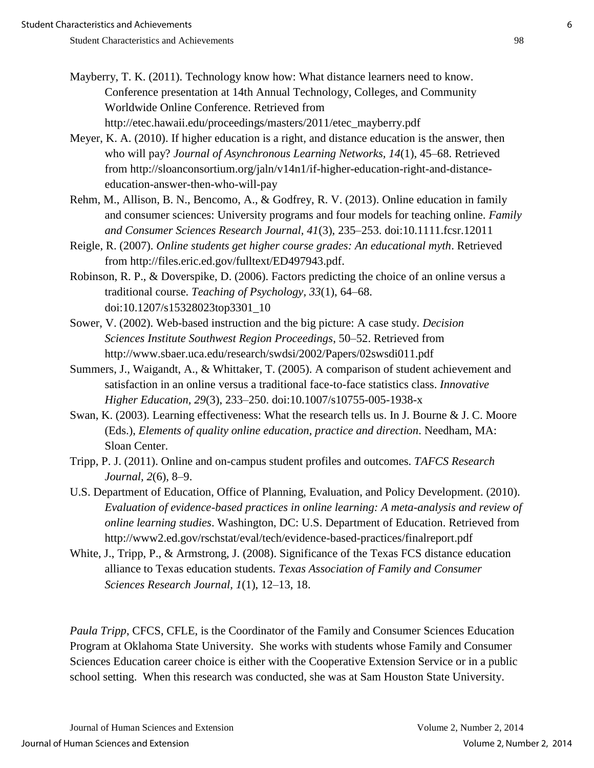Mayberry, T. K. (2011). Technology know how: What distance learners need to know. Conference presentation at 14th Annual Technology, Colleges, and Community Worldwide Online Conference. Retrieved from http://etec.hawaii.edu/proceedings/masters/2011/etec_mayberry.pdf

Meyer, K. A. (2010). If higher education is a right, and distance education is the answer, then who will pay? *Journal of Asynchronous Learning Networks, 14*(1), 45–68. Retrieved from http://sloanconsortium.org/jaln/v14n1/if-higher-education-right-and-distance-education-answer-then-who-will-pay

Rehm, M., Allison, B. N., Bencomo, A., & Godfrey, R. V. (2013). Online education in family and consumer sciences: University programs and four models for teaching online. *Family and Consumer Sciences Research Journal, 41*(3), 235–253. doi:10.1111.fcsr.12011

Reigle, R. (2007). *Online students get higher course grades: An educational myth*. Retrieved from http://files.eric.ed.gov/fulltext/ED497943.pdf.

Robinson, R. P., & Doverspike, D. (2006). Factors predicting the choice of an online versus a traditional course. *Teaching of Psychology, 33*(1), 64–68. doi:10.1207/s15328023top3301_10

Sower, V. (2002). Web-based instruction and the big picture: A case study. *Decision Sciences Institute Southwest Region Proceedings*, 50–52. Retrieved from http://www.sbaer.uca.edu/research/swdsi/2002/Papers/02swsdi011.pdf

Summers, J., Waigandt, A., & Whittaker, T. (2005). A comparison of student achievement and satisfaction in an online versus a traditional face-to-face statistics class. *Innovative Higher Education, 29*(3), 233–250. doi:10.1007/s10755-005-1938-x

Swan, K. (2003). Learning effectiveness: What the research tells us. In J. Bourne & J. C. Moore (Eds.), *Elements of quality online education, practice and direction*. Needham, MA: Sloan Center.

Tripp, P. J. (2011). Online and on-campus student profiles and outcomes. *TAFCS Research Journal, 2*(6), 8–9.

U.S. Department of Education, Office of Planning, Evaluation, and Policy Development. (2010). *Evaluation of evidence-based practices in online learning: A meta-analysis and review of online learning studies*. Washington, DC: U.S. Department of Education. Retrieved from http://www2.ed.gov/rschstat/eval/tech/evidence-based-practices/finalreport.pdf

White, J., Tripp, P., & Armstrong, J. (2008). Significance of the Texas FCS distance education alliance to Texas education students. *Texas Association of Family and Consumer Sciences Research Journal, 1*(1), 12–13, 18.

*Paula Tripp*, CFCS, CFLE, is the Coordinator of the Family and Consumer Sciences Education Program at Oklahoma State University. She works with students whose Family and Consumer Sciences Education career choice is either with the Cooperative Extension Service or in a public school setting. When this research was conducted, she was at Sam Houston State University.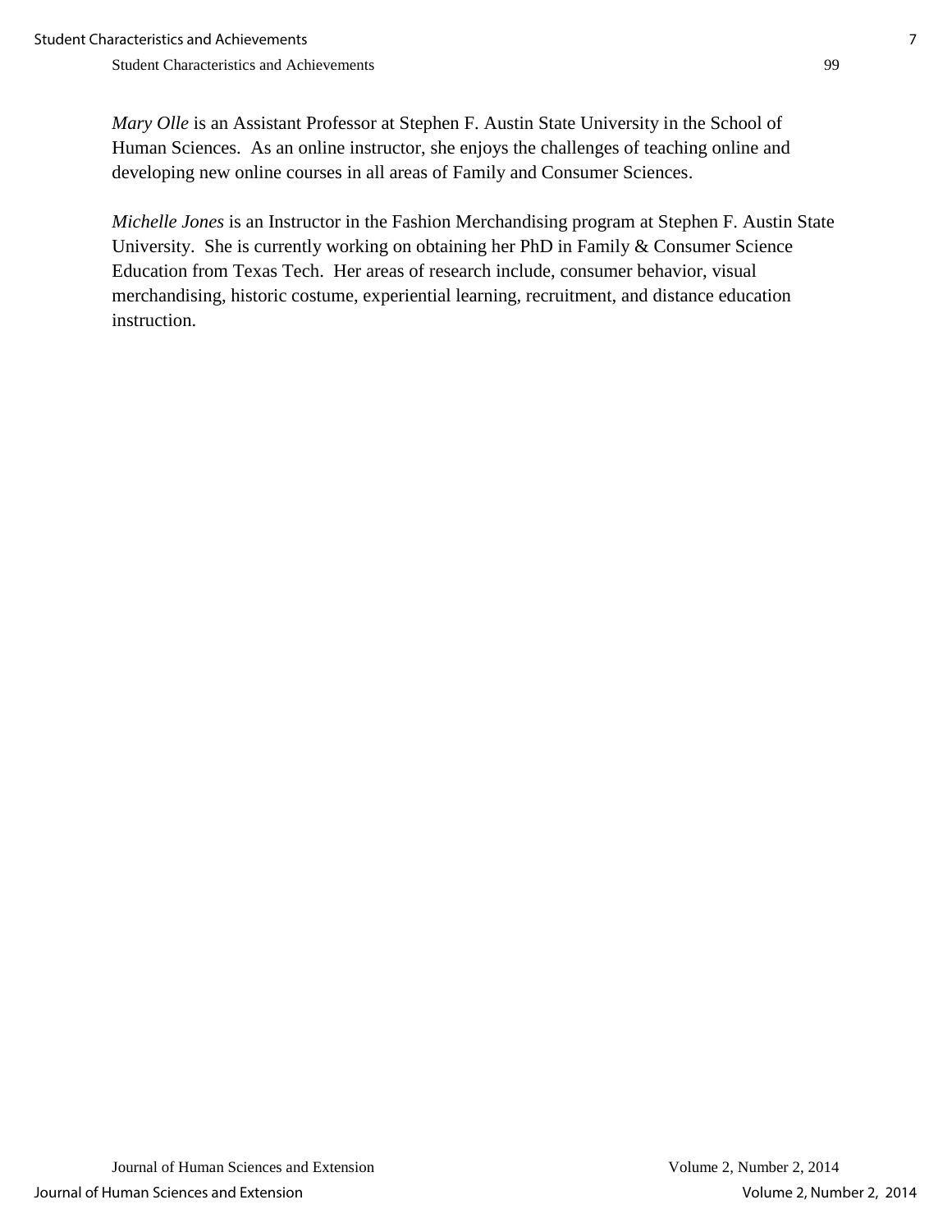*Mary Olle* is an Assistant Professor at Stephen F. Austin State University in the School of Human Sciences.  As an online instructor, she enjoys the challenges of teaching online and developing new online courses in all areas of Family and Consumer Sciences.

*Michelle Jones* is an Instructor in the Fashion Merchandising program at Stephen F. Austin State University.  She is currently working on obtaining her PhD in Family & Consumer Science Education from Texas Tech.  Her areas of research include, consumer behavior, visual merchandising, historic costume, experiential learning, recruitment, and distance education instruction.